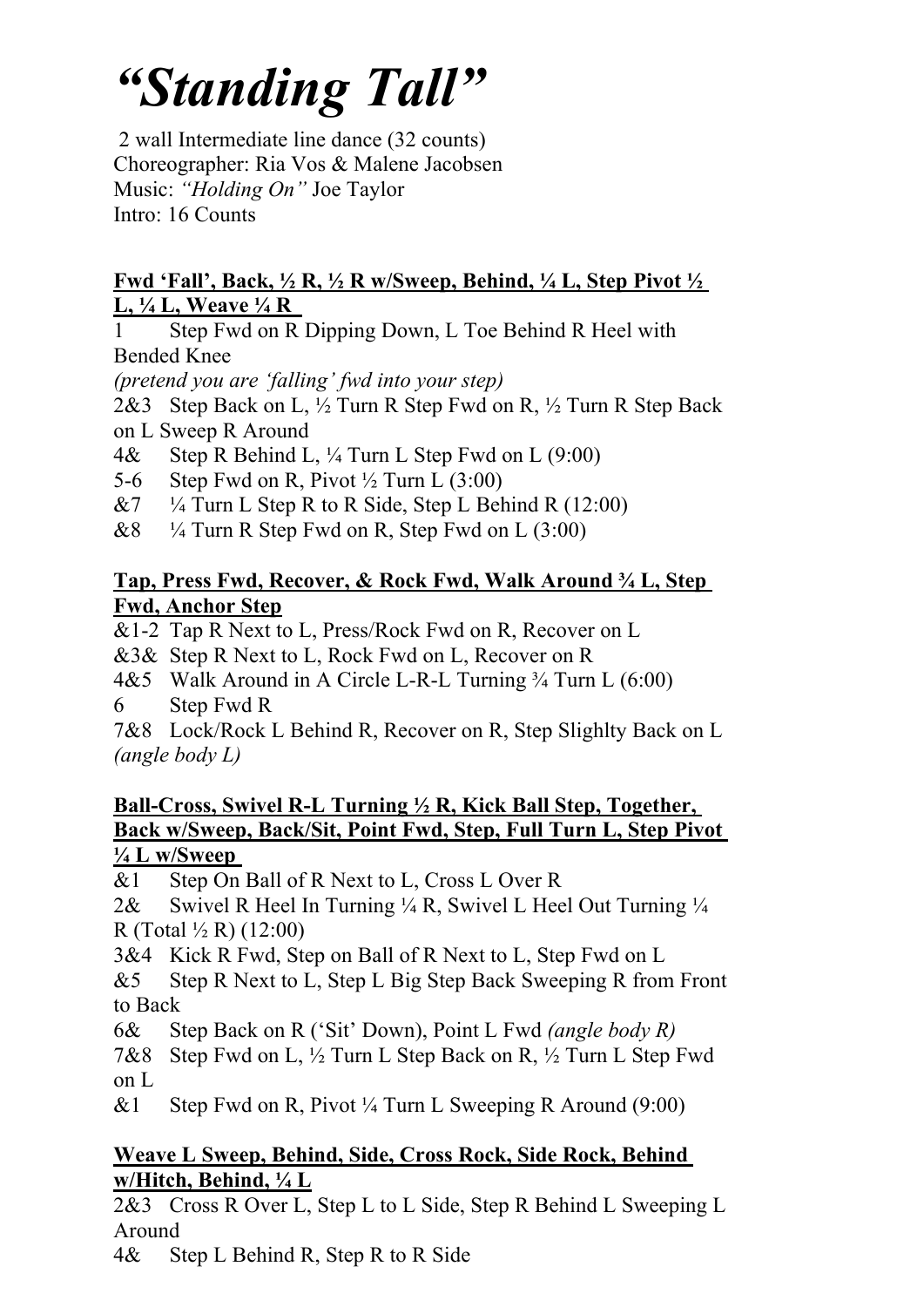# *"Standing Tall"*

2 wall Intermediate line dance (32 counts)
Choreographer: Ria Vos & Malene Jacobsen
Music: *"Holding On"* Joe Taylor
Intro: 16 Counts

**Fwd 'Fall', Back, ½ R, ½ R w/Sweep, Behind, ¼ L, Step Pivot ½ L, ¼ L, Weave ¼ R**

1 Step Fwd on R Dipping Down, L Toe Behind R Heel with Bended Knee
*(pretend you are 'falling' fwd into your step)*
2&3 Step Back on L, ½ Turn R Step Fwd on R, ½ Turn R Step Back on L Sweep R Around
4& Step R Behind L, ¼ Turn L Step Fwd on L (9:00)
5-6 Step Fwd on R, Pivot ½ Turn L (3:00)
&7 ¼ Turn L Step R to R Side, Step L Behind R (12:00)
&8 ¼ Turn R Step Fwd on R, Step Fwd on L (3:00)

**Tap, Press Fwd, Recover, & Rock Fwd, Walk Around ¾ L, Step Fwd, Anchor Step**

&1-2 Tap R Next to L, Press/Rock Fwd on R, Recover on L
&3& Step R Next to L, Rock Fwd on L, Recover on R
4&5 Walk Around in A Circle L-R-L Turning ¾ Turn L (6:00)
6 Step Fwd R
7&8 Lock/Rock L Behind R, Recover on R, Step Slighlty Back on L *(angle body L)*

**Ball-Cross, Swivel R-L Turning ½ R, Kick Ball Step, Together, Back w/Sweep, Back/Sit, Point Fwd, Step, Full Turn L, Step Pivot ¼ L w/Sweep**

&1 Step On Ball of R Next to L, Cross L Over R
2& Swivel R Heel In Turning ¼ R, Swivel L Heel Out Turning ¼ R (Total ½ R) (12:00)
3&4 Kick R Fwd, Step on Ball of R Next to L, Step Fwd on L
&5 Step R Next to L, Step L Big Step Back Sweeping R from Front to Back
6& Step Back on R ('Sit' Down), Point L Fwd *(angle body R)*
7&8 Step Fwd on L, ½ Turn L Step Back on R, ½ Turn L Step Fwd on L
&1 Step Fwd on R, Pivot ¼ Turn L Sweeping R Around (9:00)

**Weave L Sweep, Behind, Side, Cross Rock, Side Rock, Behind w/Hitch, Behind, ¼ L**

2&3 Cross R Over L, Step L to L Side, Step R Behind L Sweeping L Around
4& Step L Behind R, Step R to R Side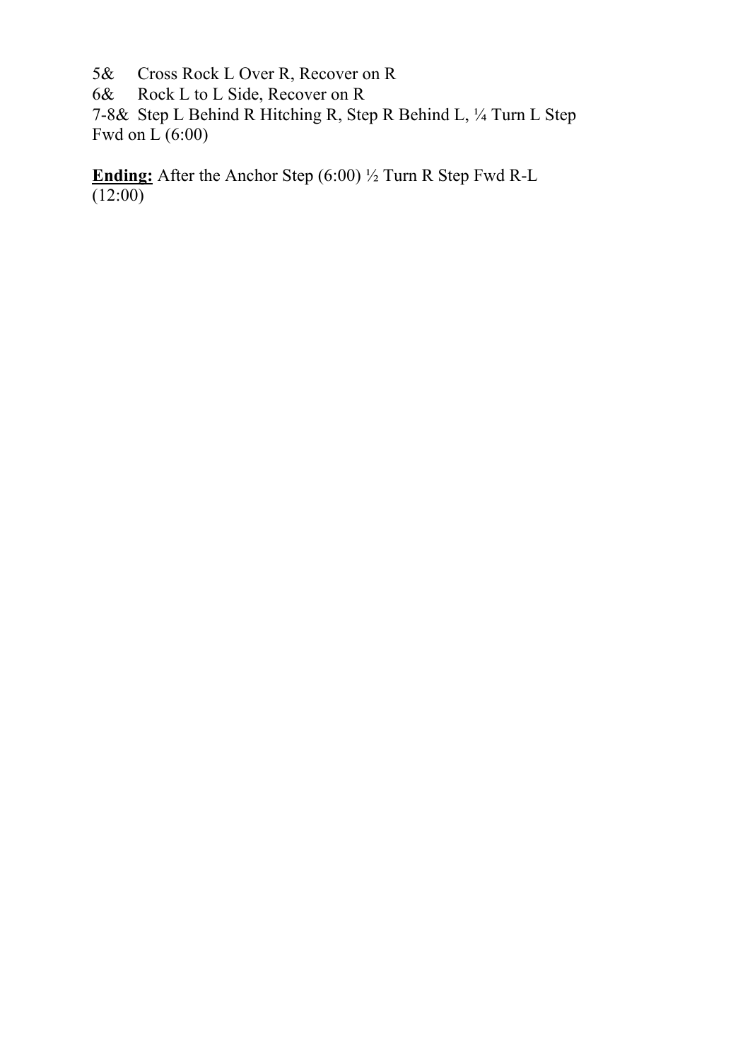5&  Cross Rock L Over R, Recover on R

6&  Rock L to L Side, Recover on R

7-8&  Step L Behind R Hitching R, Step R Behind L, ¼ Turn L Step Fwd on L (6:00)

**Ending:** After the Anchor Step (6:00) ½ Turn R Step Fwd R-L (12:00)